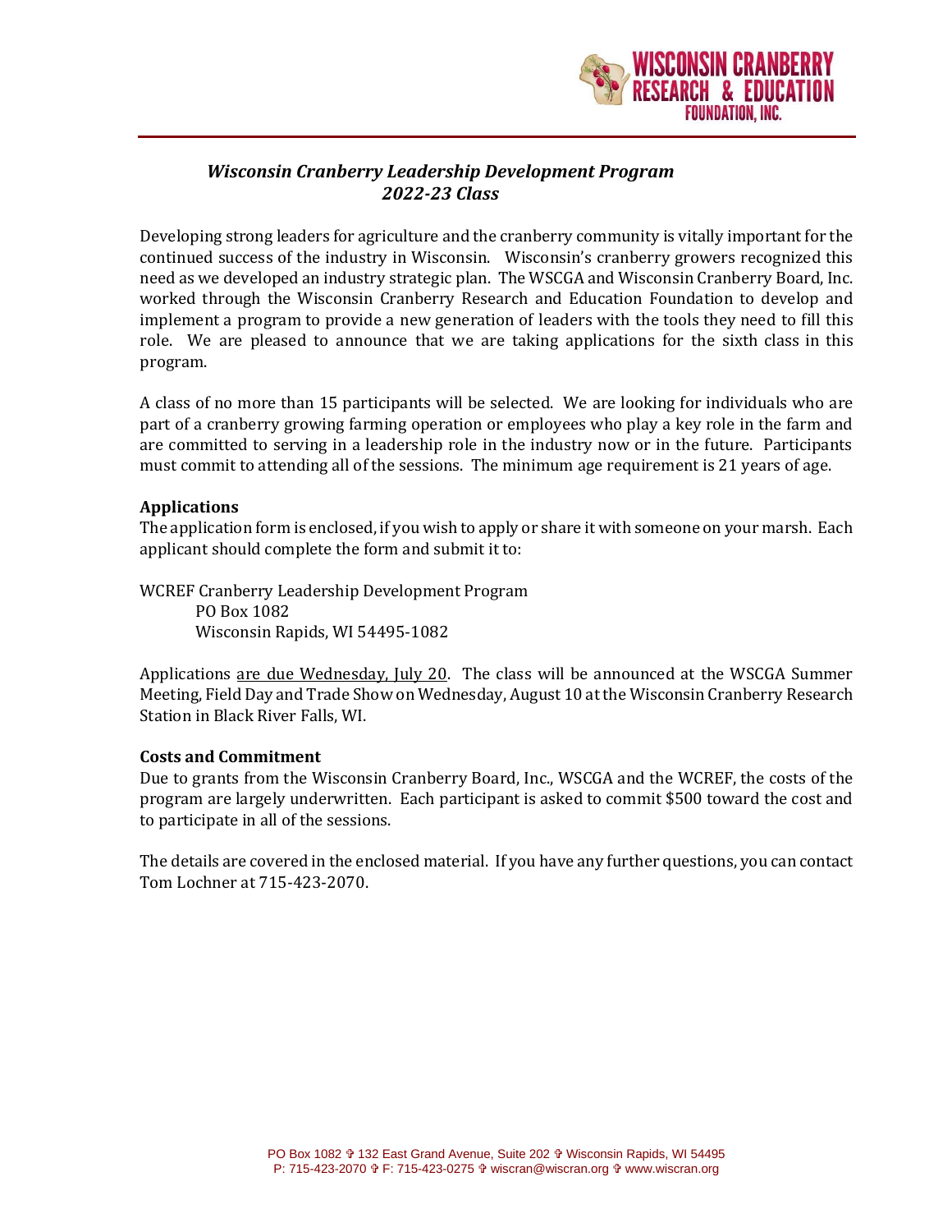# *Wisconsin Cranberry Leadership Development Program*
## *2022-23 Class*

Developing strong leaders for agriculture and the cranberry community is vitally important for the continued success of the industry in Wisconsin. Wisconsin's cranberry growers recognized this need as we developed an industry strategic plan. The WSCGA and Wisconsin Cranberry Board, Inc. worked through the Wisconsin Cranberry Research and Education Foundation to develop and implement a program to provide a new generation of leaders with the tools they need to fill this role. We are pleased to announce that we are taking applications for the sixth class in this program.

A class of no more than 15 participants will be selected. We are looking for individuals who are part of a cranberry growing farming operation or employees who play a key role in the farm and are committed to serving in a leadership role in the industry now or in the future. Participants must commit to attending all of the sessions. The minimum age requirement is 21 years of age.

**Applications**
The application form is enclosed, if you wish to apply or share it with someone on your marsh. Each applicant should complete the form and submit it to:

WCREF Cranberry Leadership Development Program
PO Box 1082
Wisconsin Rapids, WI 54495-1082

Applications are due Wednesday, July 20. The class will be announced at the WSCGA Summer Meeting, Field Day and Trade Show on Wednesday, August 10 at the Wisconsin Cranberry Research Station in Black River Falls, WI.

**Costs and Commitment**
Due to grants from the Wisconsin Cranberry Board, Inc., WSCGA and the WCREF, the costs of the program are largely underwritten. Each participant is asked to commit $500 toward the cost and to participate in all of the sessions.

The details are covered in the enclosed material. If you have any further questions, you can contact Tom Lochner at 715-423-2070.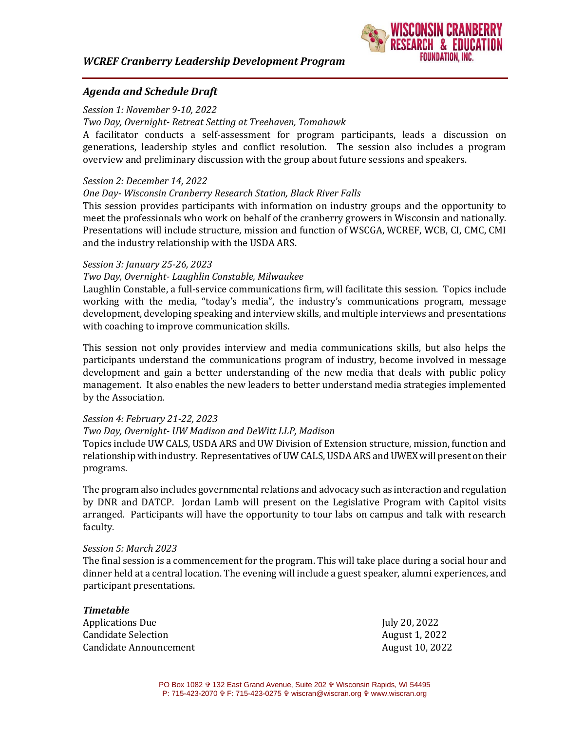*WCREF Cranberry Leadership Development Program*

## *Agenda and Schedule Draft*

*Session 1: November 9-10, 2022*

*Two Day, Overnight- Retreat Setting at Treehaven, Tomahawk*

A facilitator conducts a self-assessment for program participants, leads a discussion on generations, leadership styles and conflict resolution. The session also includes a program overview and preliminary discussion with the group about future sessions and speakers.

*Session 2: December 14, 2022*

*One Day- Wisconsin Cranberry Research Station, Black River Falls*

This session provides participants with information on industry groups and the opportunity to meet the professionals who work on behalf of the cranberry growers in Wisconsin and nationally. Presentations will include structure, mission and function of WSCGA, WCREF, WCB, CI, CMC, CMI and the industry relationship with the USDA ARS.

*Session 3: January 25-26, 2023*

*Two Day, Overnight- Laughlin Constable, Milwaukee*

Laughlin Constable, a full-service communications firm, will facilitate this session. Topics include working with the media, "today's media", the industry's communications program, message development, developing speaking and interview skills, and multiple interviews and presentations with coaching to improve communication skills.

This session not only provides interview and media communications skills, but also helps the participants understand the communications program of industry, become involved in message development and gain a better understanding of the new media that deals with public policy management. It also enables the new leaders to better understand media strategies implemented by the Association.

*Session 4: February 21-22, 2023*

*Two Day, Overnight- UW Madison and DeWitt LLP, Madison*

Topics include UW CALS, USDA ARS and UW Division of Extension structure, mission, function and relationship with industry. Representatives of UW CALS, USDA ARS and UWEX will present on their programs.

The program also includes governmental relations and advocacy such as interaction and regulation by DNR and DATCP. Jordan Lamb will present on the Legislative Program with Capitol visits arranged. Participants will have the opportunity to tour labs on campus and talk with research faculty.

*Session 5: March 2023*

The final session is a commencement for the program. This will take place during a social hour and dinner held at a central location. The evening will include a guest speaker, alumni experiences, and participant presentations.

***Timetable***

| | |
|---|---|
| Applications Due | July 20, 2022 |
| Candidate Selection | August 1, 2022 |
| Candidate Announcement | August 10, 2022 |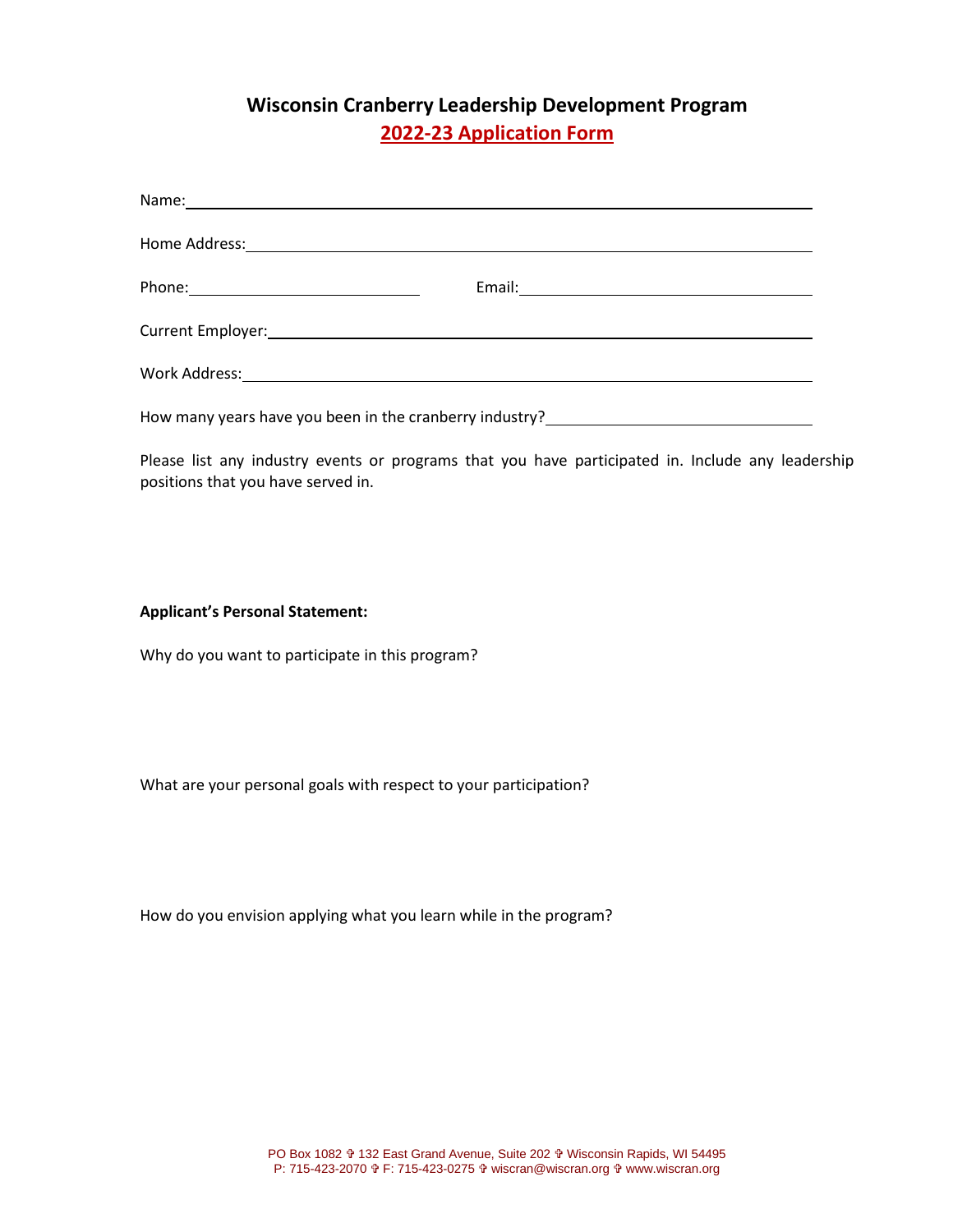# Wisconsin Cranberry Leadership Development Program

## 2022-23 Application Form

Name: \_\_\_\_\_\_\_\_\_\_\_\_\_\_\_\_\_\_\_\_\_\_\_\_\_\_\_\_\_\_\_\_\_\_\_\_\_\_\_\_

Home Address: \_\_\_\_\_\_\_\_\_\_\_\_\_\_\_\_\_\_\_\_\_\_\_\_\_\_\_\_\_\_\_\_\_\_\_\_\_\_\_\_

Phone: \_\_\_\_\_\_\_\_\_\_\_\_\_\_\_\_\_\_\_\_ Email: \_\_\_\_\_\_\_\_\_\_\_\_\_\_\_\_\_\_\_\_

Current Employer: \_\_\_\_\_\_\_\_\_\_\_\_\_\_\_\_\_\_\_\_\_\_\_\_\_\_\_\_\_\_\_\_\_\_\_\_\_\_\_\_

Work Address: \_\_\_\_\_\_\_\_\_\_\_\_\_\_\_\_\_\_\_\_\_\_\_\_\_\_\_\_\_\_\_\_\_\_\_\_\_\_\_\_

How many years have you been in the cranberry industry? \_\_\_\_\_\_\_\_\_\_\_\_\_\_\_\_\_\_\_\_

Please list any industry events or programs that you have participated in. Include any leadership positions that you have served in.

**Applicant's Personal Statement:**

Why do you want to participate in this program?

What are your personal goals with respect to your participation?

How do you envision applying what you learn while in the program?

PO Box 1082 ✞ 132 East Grand Avenue, Suite 202 ✞ Wisconsin Rapids, WI 54495
P: 715-423-2070 ✞ F: 715-423-0275 ✞ wiscran@wiscran.org ✞ www.wiscran.org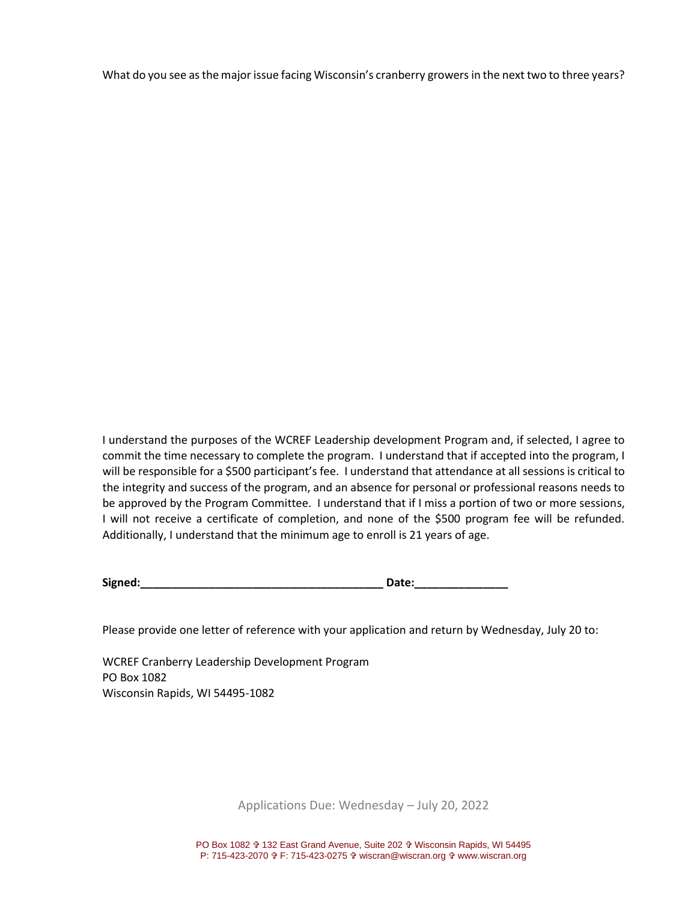What do you see as the major issue facing Wisconsin's cranberry growers in the next two to three years?

I understand the purposes of the WCREF Leadership development Program and, if selected, I agree to commit the time necessary to complete the program. I understand that if accepted into the program, I will be responsible for a $500 participant's fee. I understand that attendance at all sessions is critical to the integrity and success of the program, and an absence for personal or professional reasons needs to be approved by the Program Committee. I understand that if I miss a portion of two or more sessions, I will not receive a certificate of completion, and none of the $500 program fee will be refunded. Additionally, I understand that the minimum age to enroll is 21 years of age.

**Signed:______________________________________ Date:______________**

Please provide one letter of reference with your application and return by Wednesday, July 20 to:

WCREF Cranberry Leadership Development Program
PO Box 1082
Wisconsin Rapids, WI 54495-1082

Applications Due: Wednesday – July 20, 2022

PO Box 1082 ✟ 132 East Grand Avenue, Suite 202 ✟ Wisconsin Rapids, WI 54495
P: 715-423-2070 ✟ F: 715-423-0275 ✟ wiscran@wiscran.org ✟ www.wiscran.org